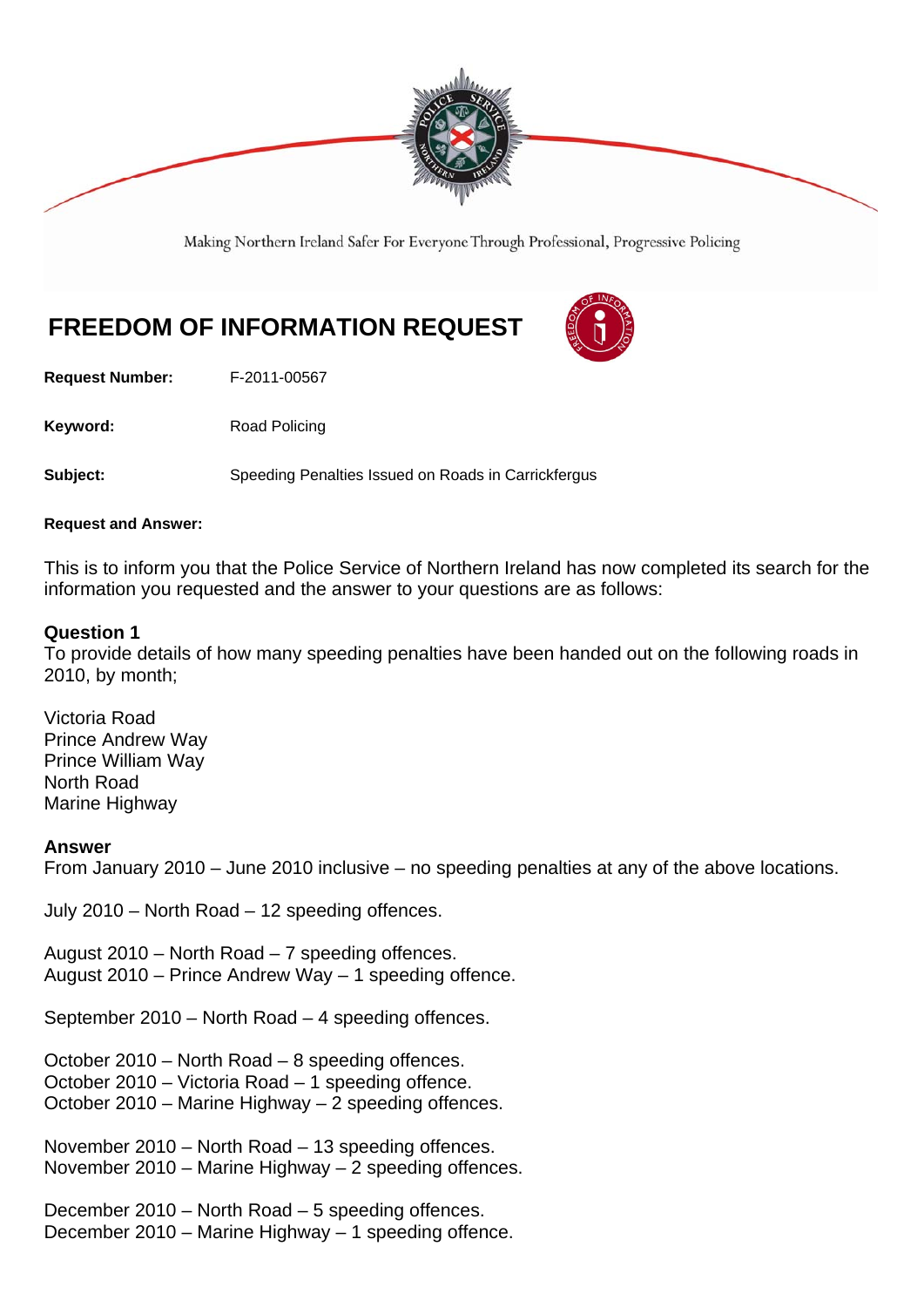Making Northern Ireland Safer For Everyone Through Professional, Progressive Policing

# FREEDOM OF INFORMATION REQUEST

**Request Number:** F-2011-00567

**Keyword:** Road Policing

**Subject:** Speeding Penalties Issued on Roads in Carrickfergus

**Request and Answer:**

This is to inform you that the Police Service of Northern Ireland has now completed its search for the information you requested and the answer to your questions are as follows:

**Question 1**
To provide details of how many speeding penalties have been handed out on the following roads in 2010, by month;

Victoria Road
Prince Andrew Way
Prince William Way
North Road
Marine Highway

**Answer**
From January 2010 – June 2010 inclusive – no speeding penalties at any of the above locations.

July 2010 – North Road – 12 speeding offences.

August 2010 – North Road – 7 speeding offences.
August 2010 – Prince Andrew Way – 1 speeding offence.

September 2010 – North Road – 4 speeding offences.

October 2010 – North Road – 8 speeding offences.
October 2010 – Victoria Road – 1 speeding offence.
October 2010 – Marine Highway – 2 speeding offences.

November 2010 – North Road – 13 speeding offences.
November 2010 – Marine Highway – 2 speeding offences.

December 2010 – North Road – 5 speeding offences.
December 2010 – Marine Highway – 1 speeding offence.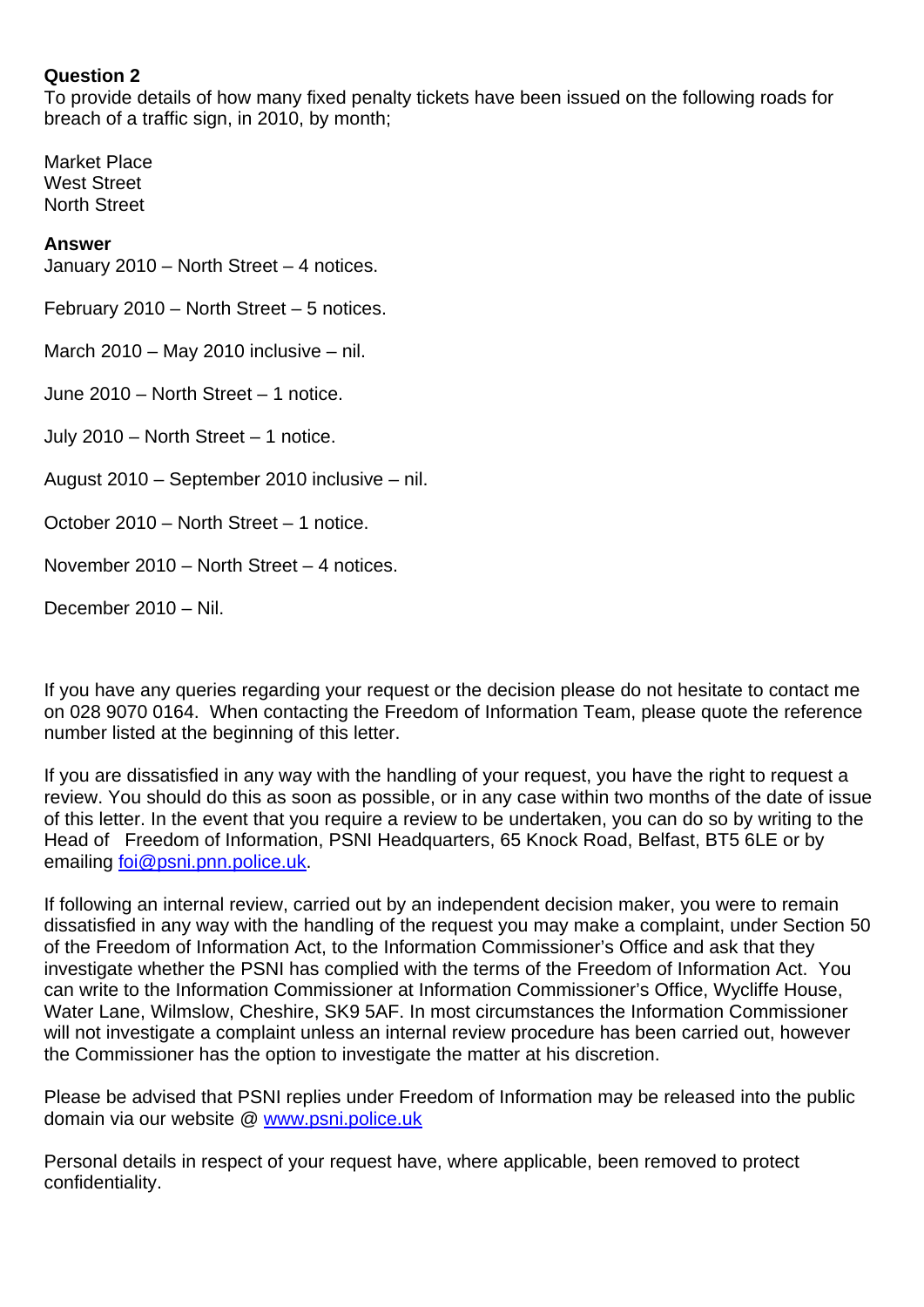**Question 2**
To provide details of how many fixed penalty tickets have been issued on the following roads for breach of a traffic sign, in 2010, by month;

Market Place
West Street
North Street

**Answer**
January 2010 – North Street – 4 notices.

February 2010 – North Street – 5 notices.

March 2010 – May 2010 inclusive – nil.

June 2010 – North Street – 1 notice.

July 2010 – North Street – 1 notice.

August 2010 – September 2010 inclusive – nil.

October 2010 – North Street – 1 notice.

November 2010 – North Street – 4 notices.

December 2010 – Nil.

If you have any queries regarding your request or the decision please do not hesitate to contact me on 028 9070 0164. When contacting the Freedom of Information Team, please quote the reference number listed at the beginning of this letter.

If you are dissatisfied in any way with the handling of your request, you have the right to request a review. You should do this as soon as possible, or in any case within two months of the date of issue of this letter. In the event that you require a review to be undertaken, you can do so by writing to the Head of Freedom of Information, PSNI Headquarters, 65 Knock Road, Belfast, BT5 6LE or by emailing foi@psni.pnn.police.uk.

If following an internal review, carried out by an independent decision maker, you were to remain dissatisfied in any way with the handling of the request you may make a complaint, under Section 50 of the Freedom of Information Act, to the Information Commissioner's Office and ask that they investigate whether the PSNI has complied with the terms of the Freedom of Information Act. You can write to the Information Commissioner at Information Commissioner's Office, Wycliffe House, Water Lane, Wilmslow, Cheshire, SK9 5AF. In most circumstances the Information Commissioner will not investigate a complaint unless an internal review procedure has been carried out, however the Commissioner has the option to investigate the matter at his discretion.

Please be advised that PSNI replies under Freedom of Information may be released into the public domain via our website @ www.psni.police.uk

Personal details in respect of your request have, where applicable, been removed to protect confidentiality.